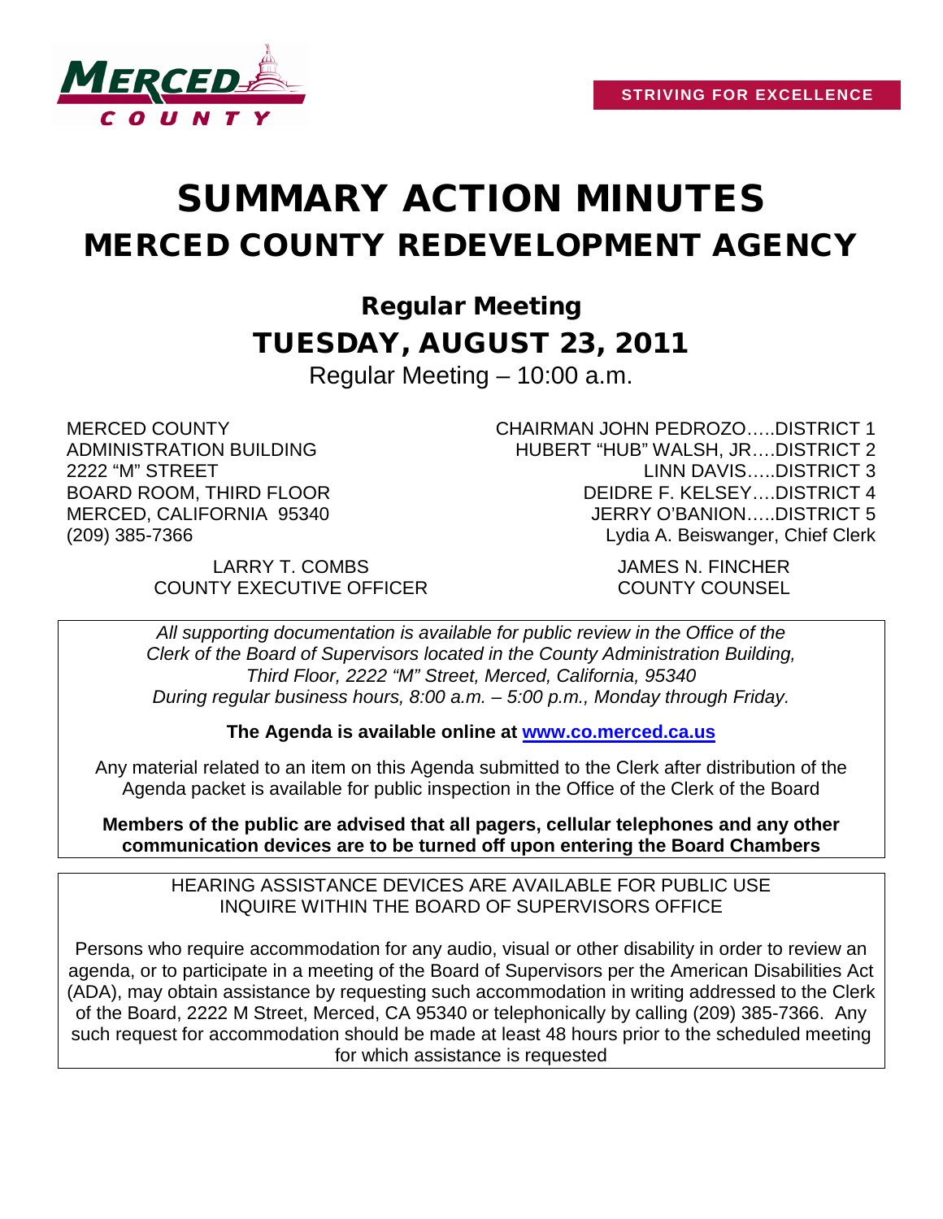STRIVING FOR EXCELLENCE

# SUMMARY ACTION MINUTES

# MERCED COUNTY REDEVELOPMENT AGENCY

## Regular Meeting

## TUESDAY, AUGUST 23, 2011

Regular Meeting – 10:00 a.m.

MERCED COUNTY
ADMINISTRATION BUILDING
2222 "M" STREET
BOARD ROOM, THIRD FLOOR
MERCED, CALIFORNIA 95340
(209) 385-7366

CHAIRMAN JOHN PEDROZO…..DISTRICT 1
HUBERT "HUB" WALSH, JR….DISTRICT 2
LINN DAVIS…..DISTRICT 3
DEIDRE F. KELSEY….DISTRICT 4
JERRY O'BANION…..DISTRICT 5
Lydia A. Beiswanger, Chief Clerk

LARRY T. COMBS
COUNTY EXECUTIVE OFFICER

JAMES N. FINCHER
COUNTY COUNSEL

*All supporting documentation is available for public review in the Office of the Clerk of the Board of Supervisors located in the County Administration Building, Third Floor, 2222 "M" Street, Merced, California, 95340 During regular business hours, 8:00 a.m. – 5:00 p.m., Monday through Friday.*

**The Agenda is available online at [www.co.merced.ca.us](http://www.co.merced.ca.us)**

Any material related to an item on this Agenda submitted to the Clerk after distribution of the Agenda packet is available for public inspection in the Office of the Clerk of the Board

**Members of the public are advised that all pagers, cellular telephones and any other communication devices are to be turned off upon entering the Board Chambers**

HEARING ASSISTANCE DEVICES ARE AVAILABLE FOR PUBLIC USE
INQUIRE WITHIN THE BOARD OF SUPERVISORS OFFICE

Persons who require accommodation for any audio, visual or other disability in order to review an agenda, or to participate in a meeting of the Board of Supervisors per the American Disabilities Act (ADA), may obtain assistance by requesting such accommodation in writing addressed to the Clerk of the Board, 2222 M Street, Merced, CA 95340 or telephonically by calling (209) 385-7366. Any such request for accommodation should be made at least 48 hours prior to the scheduled meeting for which assistance is requested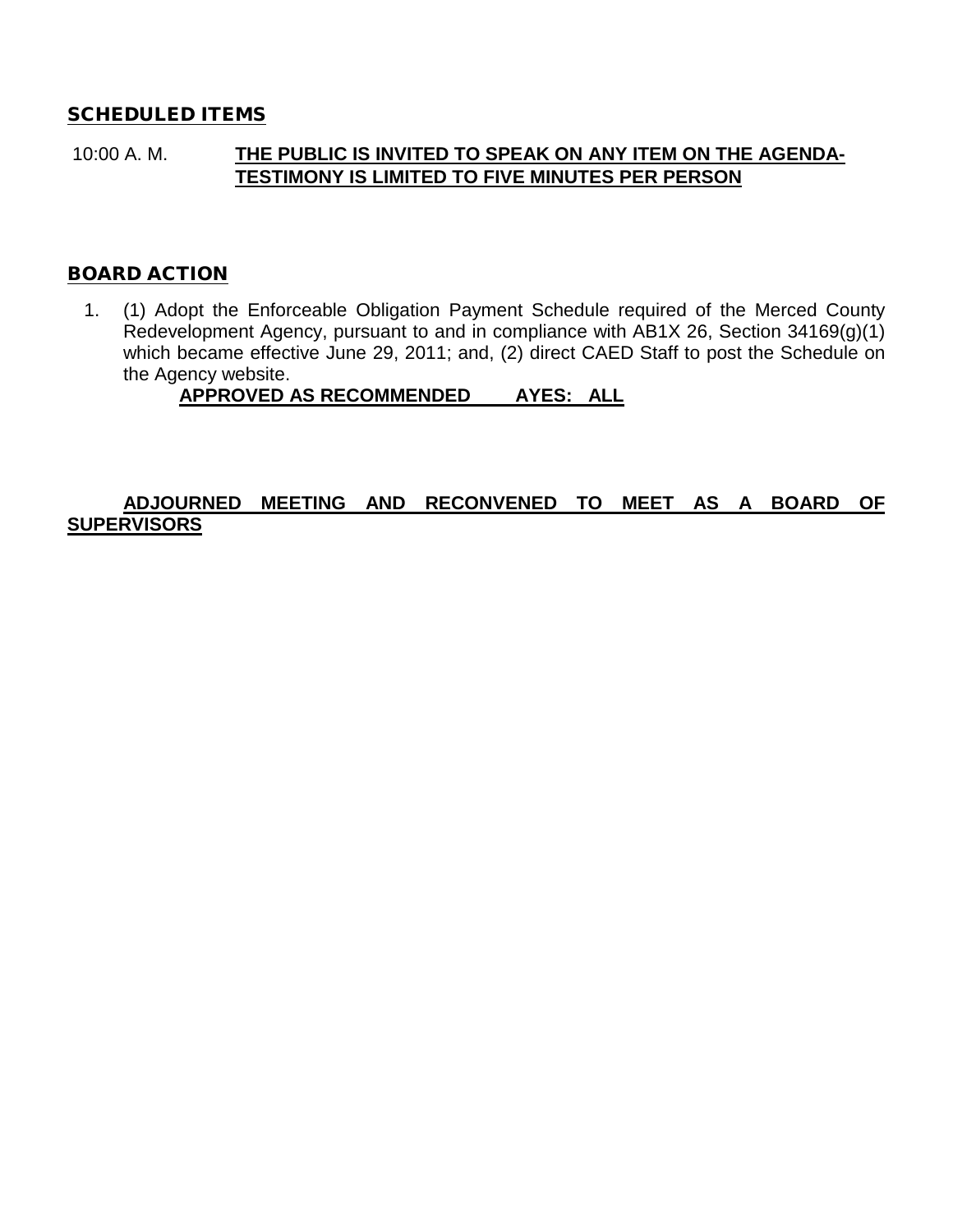## SCHEDULED ITEMS

10:00 A. M. **THE PUBLIC IS INVITED TO SPEAK ON ANY ITEM ON THE AGENDA-TESTIMONY IS LIMITED TO FIVE MINUTES PER PERSON**

## BOARD ACTION

1. (1) Adopt the Enforceable Obligation Payment Schedule required of the Merced County Redevelopment Agency, pursuant to and in compliance with AB1X 26, Section 34169(g)(1) which became effective June 29, 2011; and, (2) direct CAED Staff to post the Schedule on the Agency website.

   **APPROVED AS RECOMMENDED AYES: ALL**

**ADJOURNED MEETING AND RECONVENED TO MEET AS A BOARD OF SUPERVISORS**